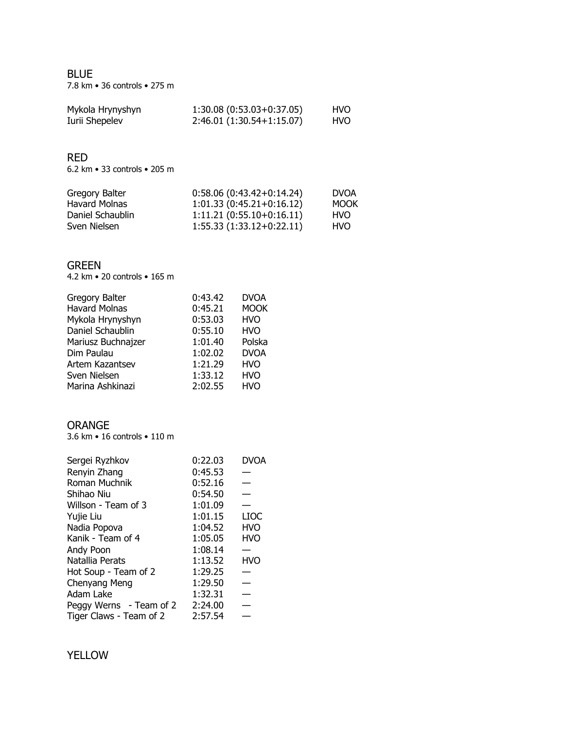## BLUE

7.8 km • 36 controls • 275 m

| | | |
|---|---|---|
| Mykola Hrynyshyn | 1:30.08 (0:53.03+0:37.05) | HVO |
| Iurii Shepelev | 2:46.01 (1:30.54+1:15.07) | HVO |

## RED

6.2 km • 33 controls • 205 m

| | | |
|---|---|---|
| Gregory Balter | 0:58.06 (0:43.42+0:14.24) | DVOA |
| Havard Molnas | 1:01.33 (0:45.21+0:16.12) | MOOK |
| Daniel Schaublin | 1:11.21 (0:55.10+0:16.11) | HVO |
| Sven Nielsen | 1:55.33 (1:33.12+0:22.11) | HVO |

## GREEN

4.2 km • 20 controls • 165 m

| | | |
|---|---|---|
| Gregory Balter | 0:43.42 | DVOA |
| Havard Molnas | 0:45.21 | MOOK |
| Mykola Hrynyshyn | 0:53.03 | HVO |
| Daniel Schaublin | 0:55.10 | HVO |
| Mariusz Buchnajzer | 1:01.40 | Polska |
| Dim Paulau | 1:02.02 | DVOA |
| Artem Kazantsev | 1:21.29 | HVO |
| Sven Nielsen | 1:33.12 | HVO |
| Marina Ashkinazi | 2:02.55 | HVO |

## ORANGE

3.6 km • 16 controls • 110 m

| | | |
|---|---|---|
| Sergei Ryzhkov | 0:22.03 | DVOA |
| Renyin Zhang | 0:45.53 | — |
| Roman Muchnik | 0:52.16 | — |
| Shihao Niu | 0:54.50 | — |
| Willson - Team of 3 | 1:01.09 | — |
| Yujie Liu | 1:01.15 | LIOC |
| Nadia Popova | 1:04.52 | HVO |
| Kanik - Team of 4 | 1:05.05 | HVO |
| Andy Poon | 1:08.14 | — |
| Natallia Perats | 1:13.52 | HVO |
| Hot Soup - Team of 2 | 1:29.25 | — |
| Chenyang Meng | 1:29.50 | — |
| Adam Lake | 1:32.31 | — |
| Peggy Werns - Team of 2 | 2:24.00 | — |
| Tiger Claws - Team of 2 | 2:57.54 | — |

## YELLOW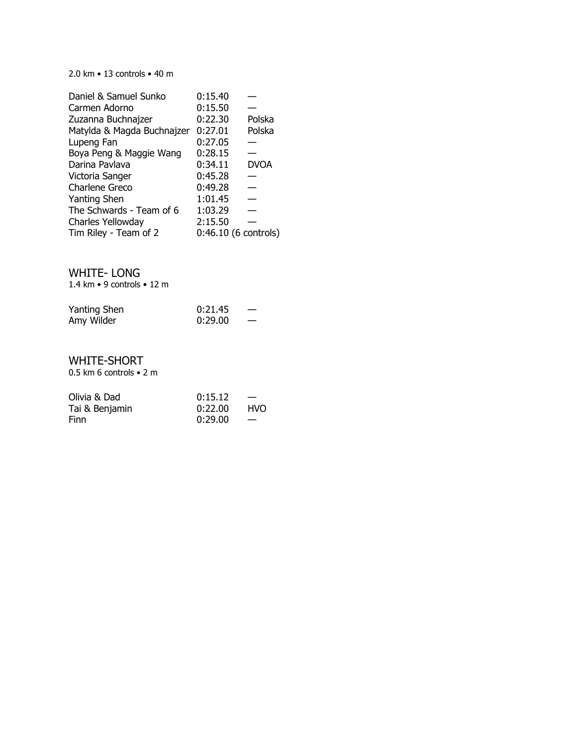2.0 km • 13 controls • 40 m

| | | |
|---|---|---|
| Daniel & Samuel Sunko | 0:15.40 | — |
| Carmen Adorno | 0:15.50 | — |
| Zuzanna Buchnajzer | 0:22.30 | Polska |
| Matylda & Magda Buchnajzer | 0:27.01 | Polska |
| Lupeng Fan | 0:27.05 | — |
| Boya Peng & Maggie Wang | 0:28.15 | — |
| Darina Pavlava | 0:34.11 | DVOA |
| Victoria Sanger | 0:45.28 | — |
| Charlene Greco | 0:49.28 | — |
| Yanting Shen | 1:01.45 | — |
| The Schwards - Team of 6 | 1:03.29 | — |
| Charles Yellowday | 2:15.50 | — |
| Tim Riley - Team of 2 | 0:46.10 (6 controls) | |

## WHITE- LONG

1.4 km • 9 controls • 12 m

| | | |
|---|---|---|
| Yanting Shen | 0:21.45 | — |
| Amy Wilder | 0:29.00 | — |

## WHITE-SHORT

0.5 km 6 controls • 2 m

| | | |
|---|---|---|
| Olivia & Dad | 0:15.12 | — |
| Tai & Benjamin | 0:22.00 | HVO |
| Finn | 0:29.00 | — |